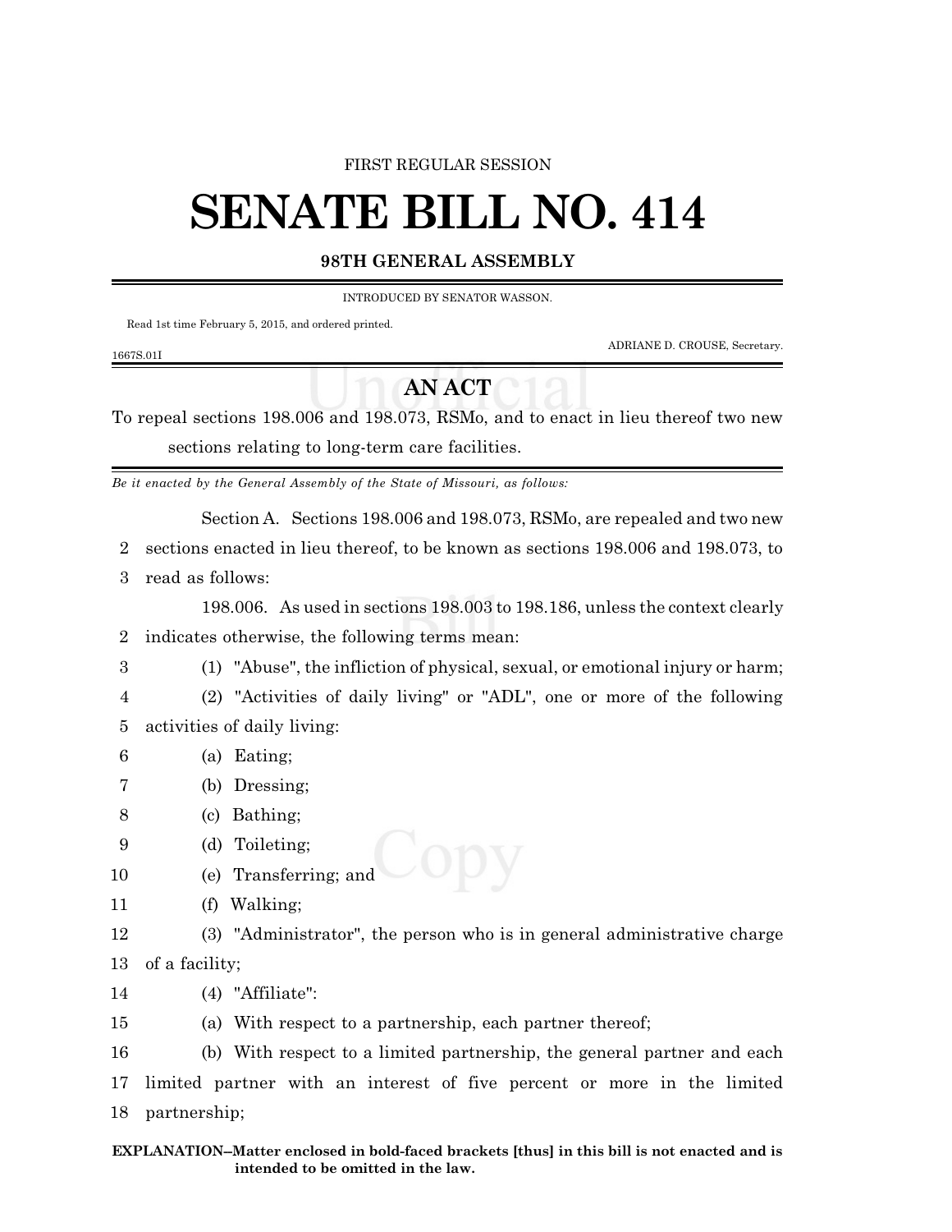FIRST REGULAR SESSION

# SENATE BILL NO. 414

**98TH GENERAL ASSEMBLY**

INTRODUCED BY SENATOR WASSON.

Read 1st time February 5, 2015, and ordered printed.

ADRIANE D. CROUSE, Secretary.

1667S.01I

## AN ACT

To repeal sections 198.006 and 198.073, RSMo, and to enact in lieu thereof two new sections relating to long-term care facilities.

*Be it enacted by the General Assembly of the State of Missouri, as follows:*

Section A. Sections 198.006 and 198.073, RSMo, are repealed and two new sections enacted in lieu thereof, to be known as sections 198.006 and 198.073, to read as follows:

198.006. As used in sections 198.003 to 198.186, unless the context clearly indicates otherwise, the following terms mean:

(1) "Abuse", the infliction of physical, sexual, or emotional injury or harm;

(2) "Activities of daily living" or "ADL", one or more of the following activities of daily living:

(a) Eating;

(b) Dressing;

(c) Bathing;

(d) Toileting;

(e) Transferring; and

(f) Walking;

(3) "Administrator", the person who is in general administrative charge of a facility;

(4) "Affiliate":

(a) With respect to a partnership, each partner thereof;

(b) With respect to a limited partnership, the general partner and each limited partner with an interest of five percent or more in the limited partnership;

**EXPLANATION–Matter enclosed in bold-faced brackets [thus] in this bill is not enacted and is intended to be omitted in the law.**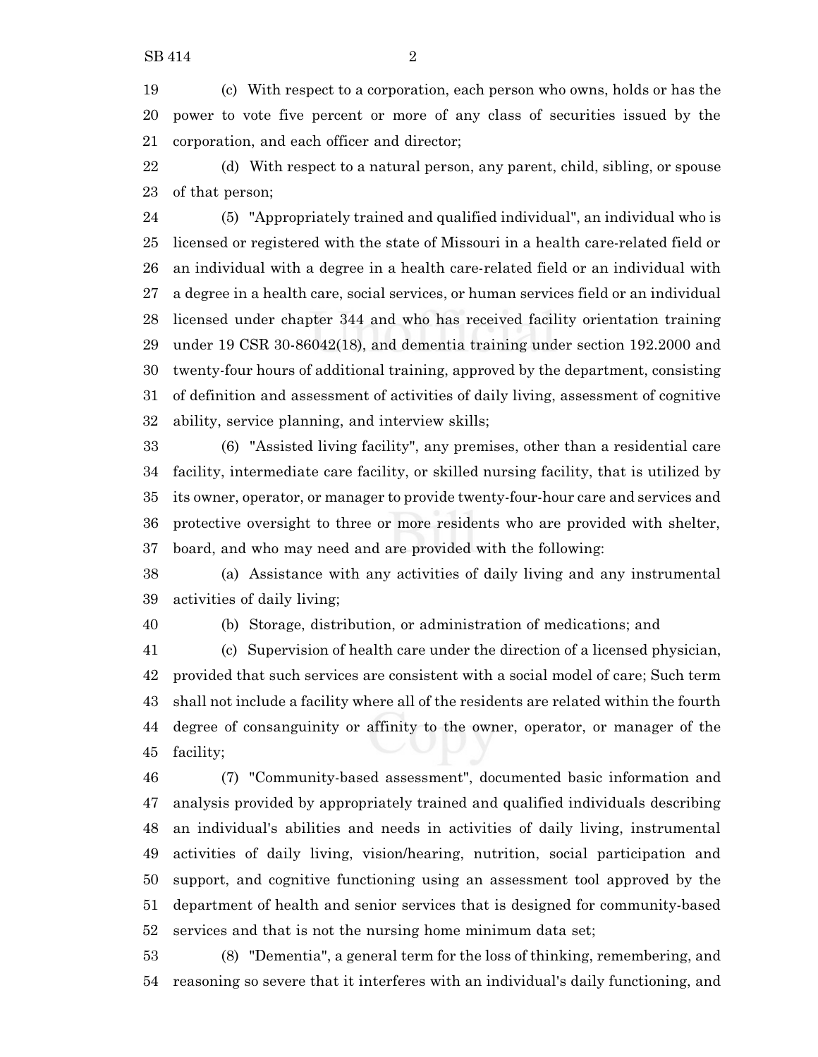19 (c) With respect to a corporation, each person who owns, holds or has the
20 power to vote five percent or more of any class of securities issued by the
21 corporation, and each officer and director;

22 (d) With respect to a natural person, any parent, child, sibling, or spouse
23 of that person;

24 (5) "Appropriately trained and qualified individual", an individual who is
25 licensed or registered with the state of Missouri in a health care-related field or
26 an individual with a degree in a health care-related field or an individual with
27 a degree in a health care, social services, or human services field or an individual
28 licensed under chapter 344 and who has received facility orientation training
29 under 19 CSR 30-86042(18), and dementia training under section 192.2000 and
30 twenty-four hours of additional training, approved by the department, consisting
31 of definition and assessment of activities of daily living, assessment of cognitive
32 ability, service planning, and interview skills;

33 (6) "Assisted living facility", any premises, other than a residential care
34 facility, intermediate care facility, or skilled nursing facility, that is utilized by
35 its owner, operator, or manager to provide twenty-four-hour care and services and
36 protective oversight to three or more residents who are provided with shelter,
37 board, and who may need and are provided with the following:

38 (a) Assistance with any activities of daily living and any instrumental
39 activities of daily living;

40 (b) Storage, distribution, or administration of medications; and

41 (c) Supervision of health care under the direction of a licensed physician,
42 provided that such services are consistent with a social model of care; Such term
43 shall not include a facility where all of the residents are related within the fourth
44 degree of consanguinity or affinity to the owner, operator, or manager of the
45 facility;

46 (7) "Community-based assessment", documented basic information and
47 analysis provided by appropriately trained and qualified individuals describing
48 an individual's abilities and needs in activities of daily living, instrumental
49 activities of daily living, vision/hearing, nutrition, social participation and
50 support, and cognitive functioning using an assessment tool approved by the
51 department of health and senior services that is designed for community-based
52 services and that is not the nursing home minimum data set;

53 (8) "Dementia", a general term for the loss of thinking, remembering, and
54 reasoning so severe that it interferes with an individual's daily functioning, and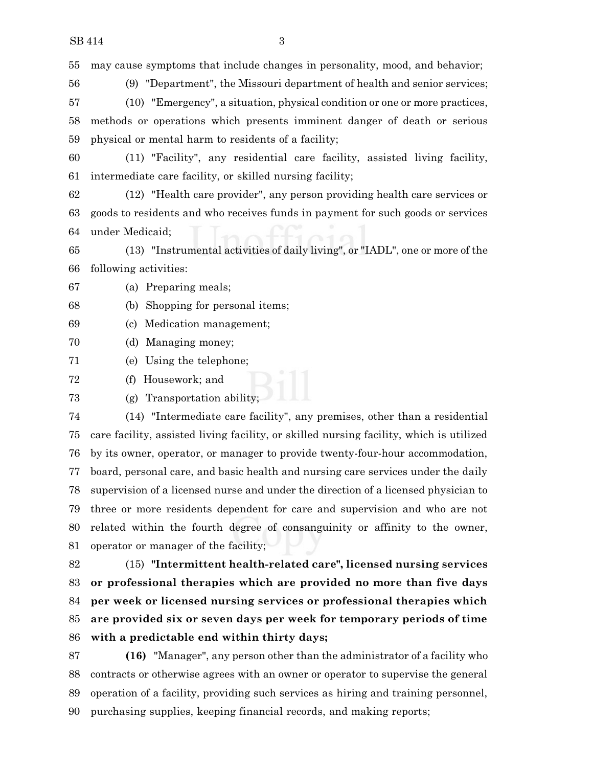may cause symptoms that include changes in personality, mood, and behavior;

(9) "Department", the Missouri department of health and senior services;

(10) "Emergency", a situation, physical condition or one or more practices, methods or operations which presents imminent danger of death or serious physical or mental harm to residents of a facility;

(11) "Facility", any residential care facility, assisted living facility, intermediate care facility, or skilled nursing facility;

(12) "Health care provider", any person providing health care services or goods to residents and who receives funds in payment for such goods or services under Medicaid;

(13) "Instrumental activities of daily living", or "IADL", one or more of the following activities:

(a) Preparing meals;

(b) Shopping for personal items;

(c) Medication management;

(d) Managing money;

(e) Using the telephone;

(f) Housework; and

(g) Transportation ability;

(14) "Intermediate care facility", any premises, other than a residential care facility, assisted living facility, or skilled nursing facility, which is utilized by its owner, operator, or manager to provide twenty-four-hour accommodation, board, personal care, and basic health and nursing care services under the daily supervision of a licensed nurse and under the direction of a licensed physician to three or more residents dependent for care and supervision and who are not related within the fourth degree of consanguinity or affinity to the owner, operator or manager of the facility;

(15) **"Intermittent health-related care", licensed nursing services or professional therapies which are provided no more than five days per week or licensed nursing services or professional therapies which are provided six or seven days per week for temporary periods of time with a predictable end within thirty days;**

**(16)** "Manager", any person other than the administrator of a facility who contracts or otherwise agrees with an owner or operator to supervise the general operation of a facility, providing such services as hiring and training personnel, purchasing supplies, keeping financial records, and making reports;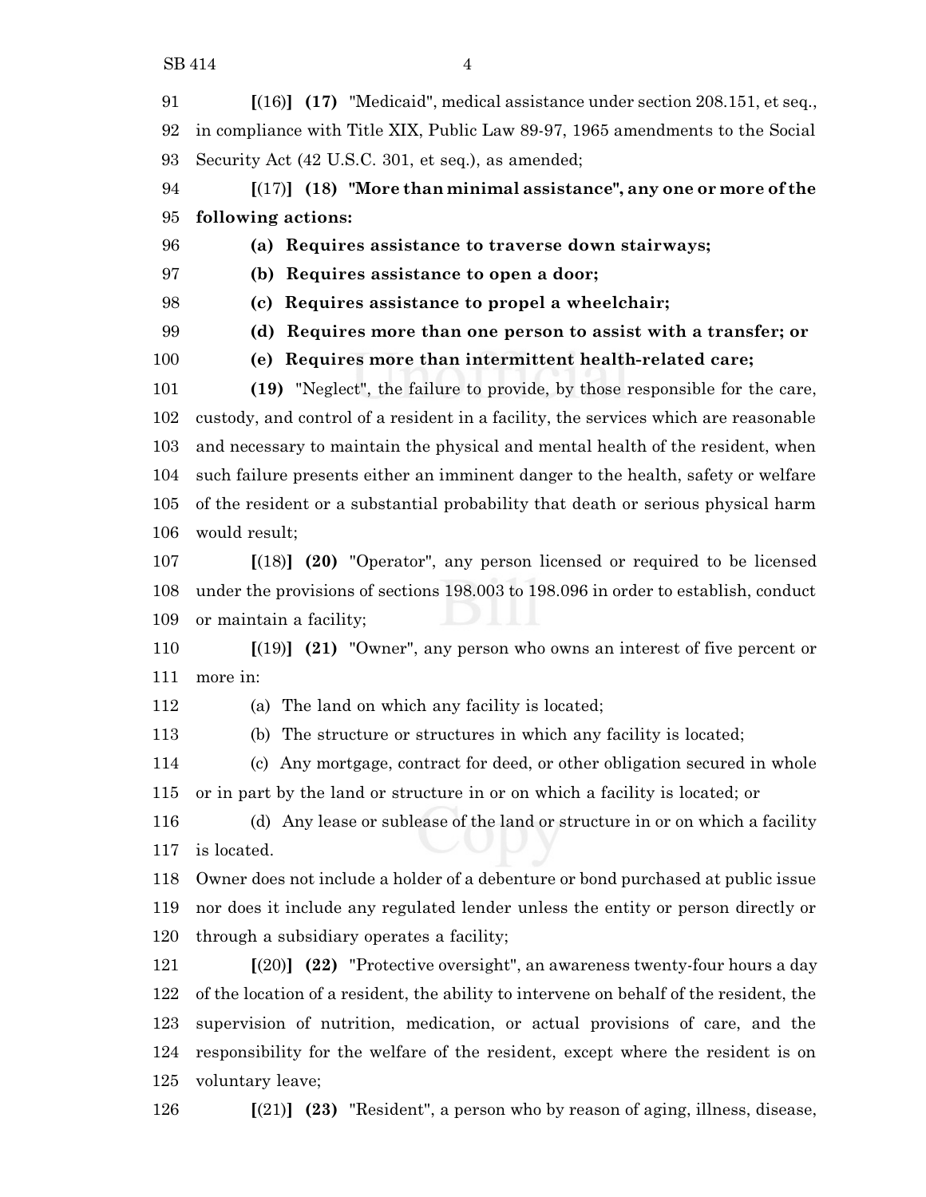**[**(16)**] (17)** "Medicaid", medical assistance under section 208.151, et seq., in compliance with Title XIX, Public Law 89-97, 1965 amendments to the Social Security Act (42 U.S.C. 301, et seq.), as amended;

**[**(17)**] (18) "More than minimal assistance", any one or more of the following actions:**

**(a) Requires assistance to traverse down stairways;**

**(b) Requires assistance to open a door;**

**(c) Requires assistance to propel a wheelchair;**

**(d) Requires more than one person to assist with a transfer; or**

**(e) Requires more than intermittent health-related care;**

**(19)** "Neglect", the failure to provide, by those responsible for the care, custody, and control of a resident in a facility, the services which are reasonable and necessary to maintain the physical and mental health of the resident, when such failure presents either an imminent danger to the health, safety or welfare of the resident or a substantial probability that death or serious physical harm would result;

**[**(18)**] (20)** "Operator", any person licensed or required to be licensed under the provisions of sections 198.003 to 198.096 in order to establish, conduct or maintain a facility;

**[**(19)**] (21)** "Owner", any person who owns an interest of five percent or more in:

(a) The land on which any facility is located;

(b) The structure or structures in which any facility is located;

(c) Any mortgage, contract for deed, or other obligation secured in whole or in part by the land or structure in or on which a facility is located; or

(d) Any lease or sublease of the land or structure in or on which a facility is located.

Owner does not include a holder of a debenture or bond purchased at public issue nor does it include any regulated lender unless the entity or person directly or through a subsidiary operates a facility;

**[**(20)**] (22)** "Protective oversight", an awareness twenty-four hours a day of the location of a resident, the ability to intervene on behalf of the resident, the supervision of nutrition, medication, or actual provisions of care, and the responsibility for the welfare of the resident, except where the resident is on voluntary leave;

**[**(21)**] (23)** "Resident", a person who by reason of aging, illness, disease,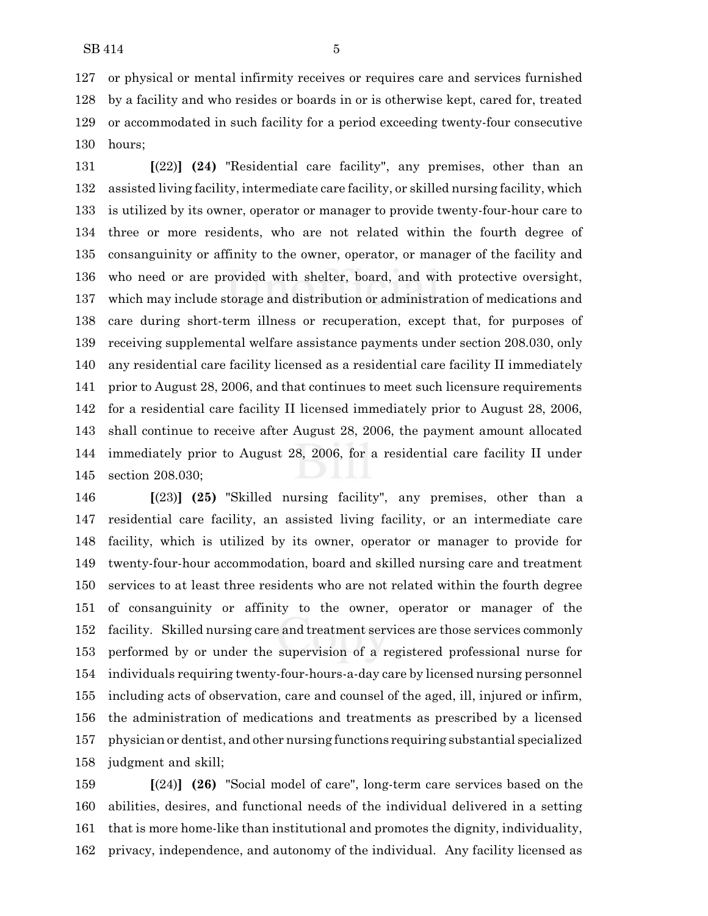127 or physical or mental infirmity receives or requires care and services furnished
128 by a facility and who resides or boards in or is otherwise kept, cared for, treated
129 or accommodated in such facility for a period exceeding twenty-four consecutive
130 hours;

131 **[**(22)**] (24)** "Residential care facility", any premises, other than an
132 assisted living facility, intermediate care facility, or skilled nursing facility, which
133 is utilized by its owner, operator or manager to provide twenty-four-hour care to
134 three or more residents, who are not related within the fourth degree of
135 consanguinity or affinity to the owner, operator, or manager of the facility and
136 who need or are provided with shelter, board, and with protective oversight,
137 which may include storage and distribution or administration of medications and
138 care during short-term illness or recuperation, except that, for purposes of
139 receiving supplemental welfare assistance payments under section 208.030, only
140 any residential care facility licensed as a residential care facility II immediately
141 prior to August 28, 2006, and that continues to meet such licensure requirements
142 for a residential care facility II licensed immediately prior to August 28, 2006,
143 shall continue to receive after August 28, 2006, the payment amount allocated
144 immediately prior to August 28, 2006, for a residential care facility II under
145 section 208.030;

146 **[**(23)**] (25)** "Skilled nursing facility", any premises, other than a
147 residential care facility, an assisted living facility, or an intermediate care
148 facility, which is utilized by its owner, operator or manager to provide for
149 twenty-four-hour accommodation, board and skilled nursing care and treatment
150 services to at least three residents who are not related within the fourth degree
151 of consanguinity or affinity to the owner, operator or manager of the
152 facility. Skilled nursing care and treatment services are those services commonly
153 performed by or under the supervision of a registered professional nurse for
154 individuals requiring twenty-four-hours-a-day care by licensed nursing personnel
155 including acts of observation, care and counsel of the aged, ill, injured or infirm,
156 the administration of medications and treatments as prescribed by a licensed
157 physician or dentist, and other nursing functions requiring substantial specialized
158 judgment and skill;

159 **[**(24)**] (26)** "Social model of care", long-term care services based on the
160 abilities, desires, and functional needs of the individual delivered in a setting
161 that is more home-like than institutional and promotes the dignity, individuality,
162 privacy, independence, and autonomy of the individual. Any facility licensed as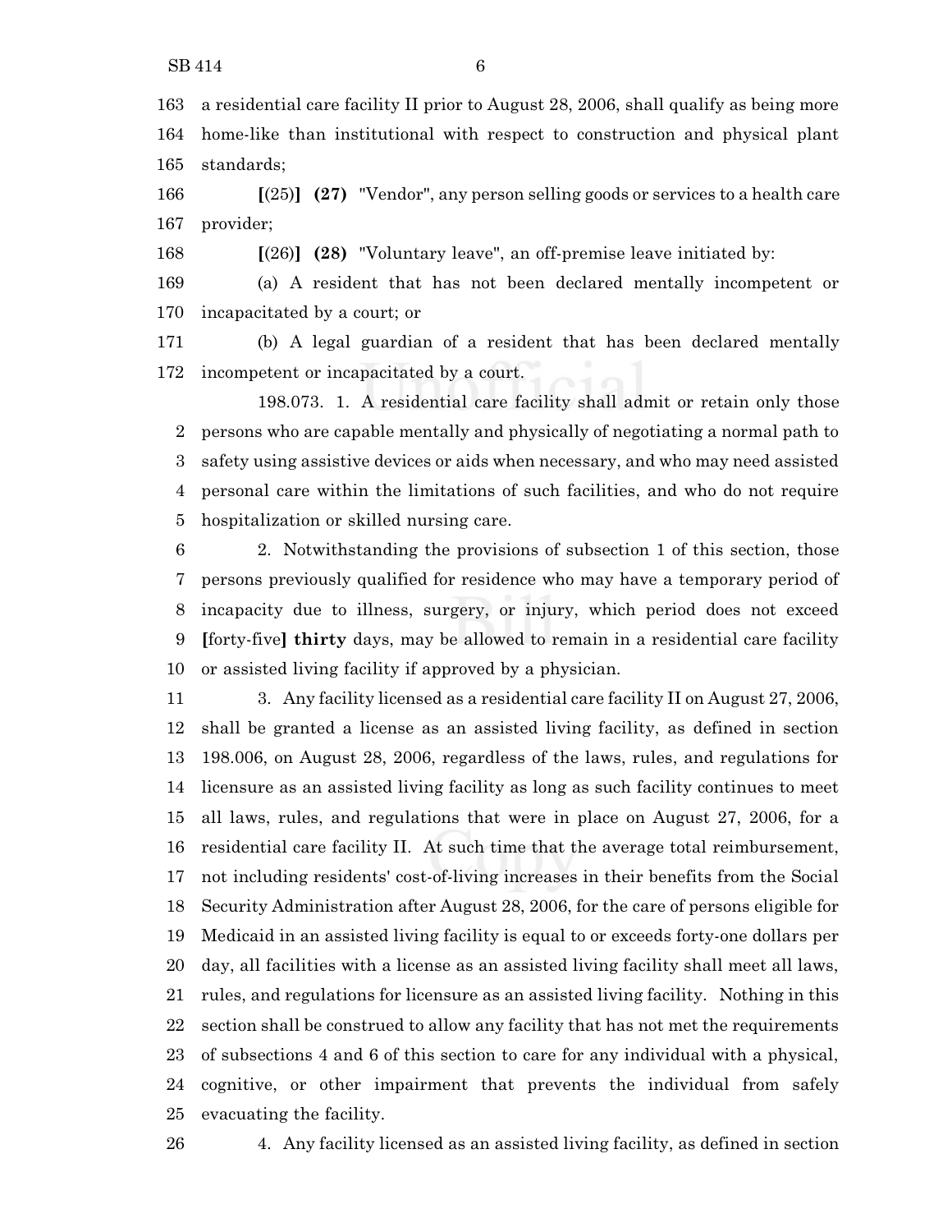a residential care facility II prior to August 28, 2006, shall qualify as being more home-like than institutional with respect to construction and physical plant standards;

[(25)] **(27)** "Vendor", any person selling goods or services to a health care provider;

[(26)] **(28)** "Voluntary leave", an off-premise leave initiated by:

(a) A resident that has not been declared mentally incompetent or incapacitated by a court; or

(b) A legal guardian of a resident that has been declared mentally incompetent or incapacitated by a court.

198.073. 1. A residential care facility shall admit or retain only those persons who are capable mentally and physically of negotiating a normal path to safety using assistive devices or aids when necessary, and who may need assisted personal care within the limitations of such facilities, and who do not require hospitalization or skilled nursing care.

2. Notwithstanding the provisions of subsection 1 of this section, those persons previously qualified for residence who may have a temporary period of incapacity due to illness, surgery, or injury, which period does not exceed [forty-five] **thirty** days, may be allowed to remain in a residential care facility or assisted living facility if approved by a physician.

3. Any facility licensed as a residential care facility II on August 27, 2006, shall be granted a license as an assisted living facility, as defined in section 198.006, on August 28, 2006, regardless of the laws, rules, and regulations for licensure as an assisted living facility as long as such facility continues to meet all laws, rules, and regulations that were in place on August 27, 2006, for a residential care facility II. At such time that the average total reimbursement, not including residents' cost-of-living increases in their benefits from the Social Security Administration after August 28, 2006, for the care of persons eligible for Medicaid in an assisted living facility is equal to or exceeds forty-one dollars per day, all facilities with a license as an assisted living facility shall meet all laws, rules, and regulations for licensure as an assisted living facility. Nothing in this section shall be construed to allow any facility that has not met the requirements of subsections 4 and 6 of this section to care for any individual with a physical, cognitive, or other impairment that prevents the individual from safely evacuating the facility.

4. Any facility licensed as an assisted living facility, as defined in section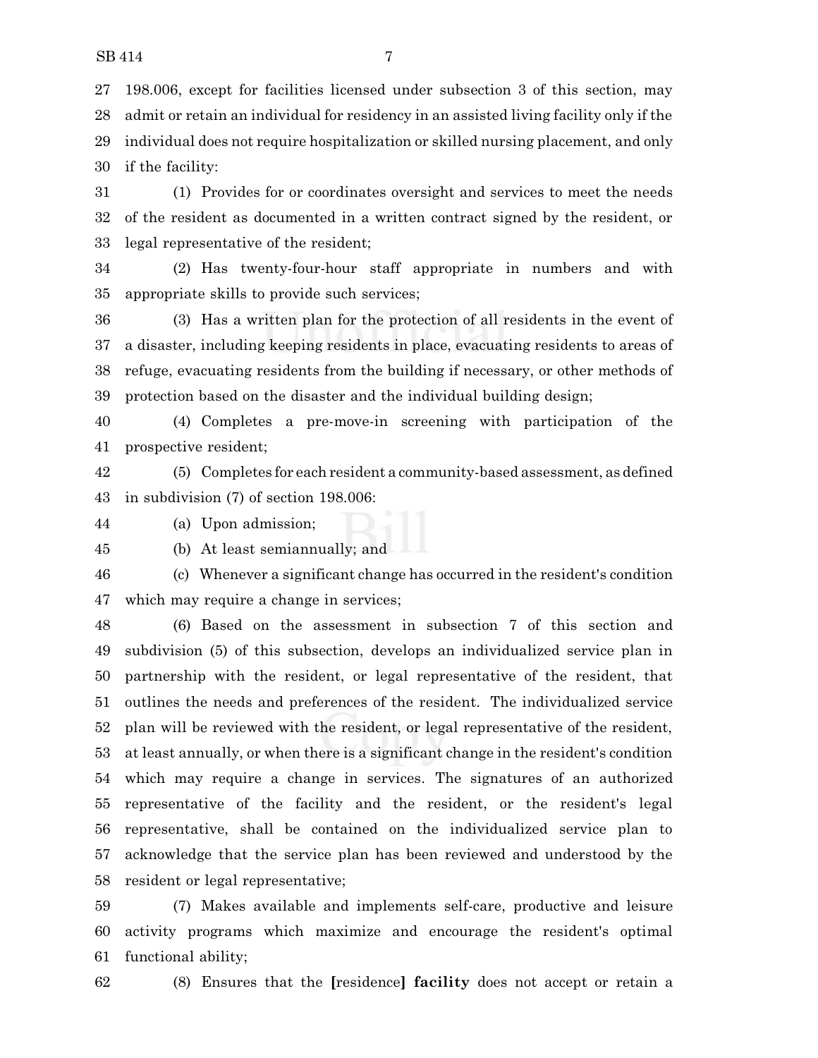198.006, except for facilities licensed under subsection 3 of this section, may admit or retain an individual for residency in an assisted living facility only if the individual does not require hospitalization or skilled nursing placement, and only if the facility:

(1) Provides for or coordinates oversight and services to meet the needs of the resident as documented in a written contract signed by the resident, or legal representative of the resident;

(2) Has twenty-four-hour staff appropriate in numbers and with appropriate skills to provide such services;

(3) Has a written plan for the protection of all residents in the event of a disaster, including keeping residents in place, evacuating residents to areas of refuge, evacuating residents from the building if necessary, or other methods of protection based on the disaster and the individual building design;

(4) Completes a pre-move-in screening with participation of the prospective resident;

(5) Completes for each resident a community-based assessment, as defined in subdivision (7) of section 198.006:

(a) Upon admission;

(b) At least semiannually; and

(c) Whenever a significant change has occurred in the resident's condition which may require a change in services;

(6) Based on the assessment in subsection 7 of this section and subdivision (5) of this subsection, develops an individualized service plan in partnership with the resident, or legal representative of the resident, that outlines the needs and preferences of the resident. The individualized service plan will be reviewed with the resident, or legal representative of the resident, at least annually, or when there is a significant change in the resident's condition which may require a change in services. The signatures of an authorized representative of the facility and the resident, or the resident's legal representative, shall be contained on the individualized service plan to acknowledge that the service plan has been reviewed and understood by the resident or legal representative;

(7) Makes available and implements self-care, productive and leisure activity programs which maximize and encourage the resident's optimal functional ability;

(8) Ensures that the [residence] **facility** does not accept or retain a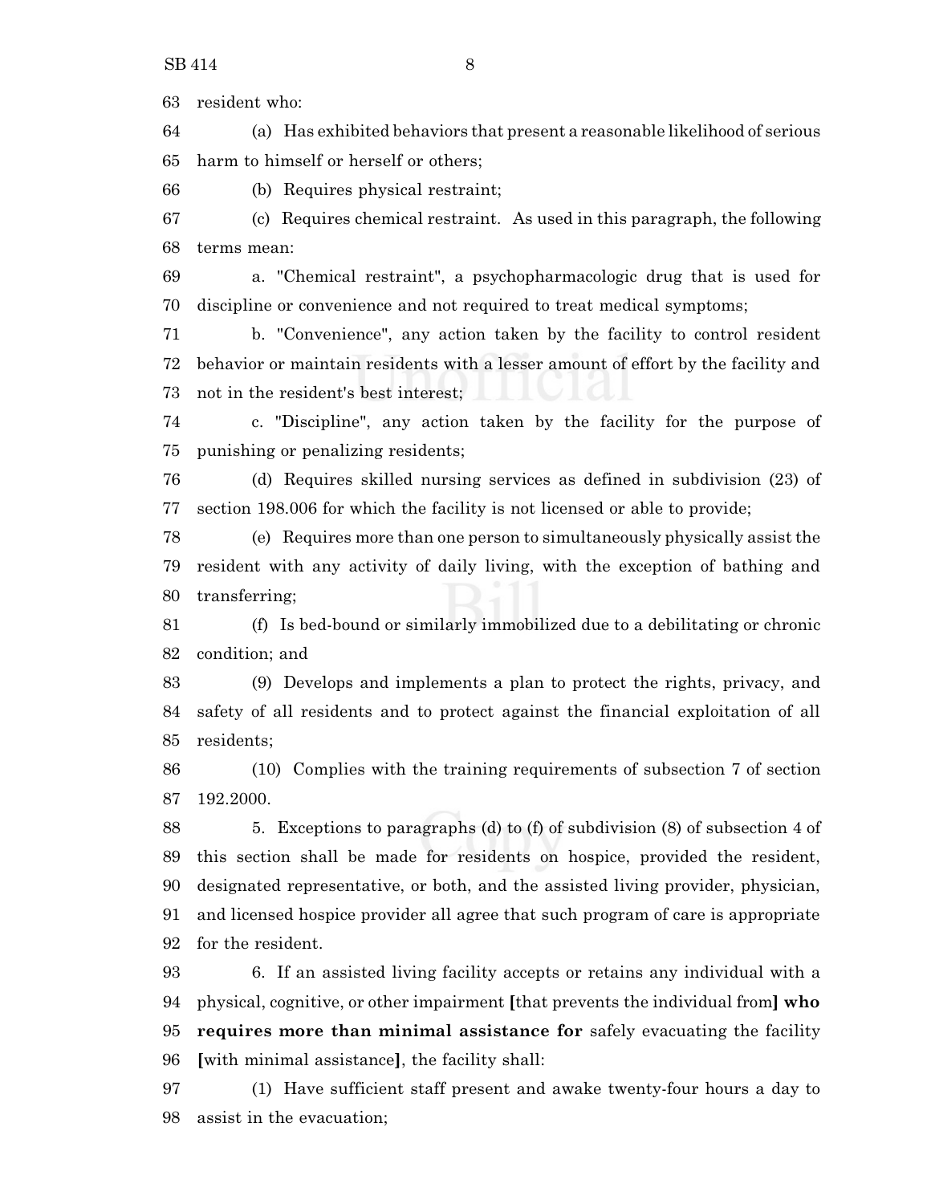resident who:

(a) Has exhibited behaviors that present a reasonable likelihood of serious harm to himself or herself or others;

(b) Requires physical restraint;

(c) Requires chemical restraint. As used in this paragraph, the following terms mean:

a. "Chemical restraint", a psychopharmacologic drug that is used for discipline or convenience and not required to treat medical symptoms;

b. "Convenience", any action taken by the facility to control resident behavior or maintain residents with a lesser amount of effort by the facility and not in the resident's best interest;

c. "Discipline", any action taken by the facility for the purpose of punishing or penalizing residents;

(d) Requires skilled nursing services as defined in subdivision (23) of section 198.006 for which the facility is not licensed or able to provide;

(e) Requires more than one person to simultaneously physically assist the resident with any activity of daily living, with the exception of bathing and transferring;

(f) Is bed-bound or similarly immobilized due to a debilitating or chronic condition; and

(9) Develops and implements a plan to protect the rights, privacy, and safety of all residents and to protect against the financial exploitation of all residents;

(10) Complies with the training requirements of subsection 7 of section 192.2000.

5. Exceptions to paragraphs (d) to (f) of subdivision (8) of subsection 4 of this section shall be made for residents on hospice, provided the resident, designated representative, or both, and the assisted living provider, physician, and licensed hospice provider all agree that such program of care is appropriate for the resident.

6. If an assisted living facility accepts or retains any individual with a physical, cognitive, or other impairment [that prevents the individual from] **who requires more than minimal assistance for** safely evacuating the facility [with minimal assistance], the facility shall:

(1) Have sufficient staff present and awake twenty-four hours a day to assist in the evacuation;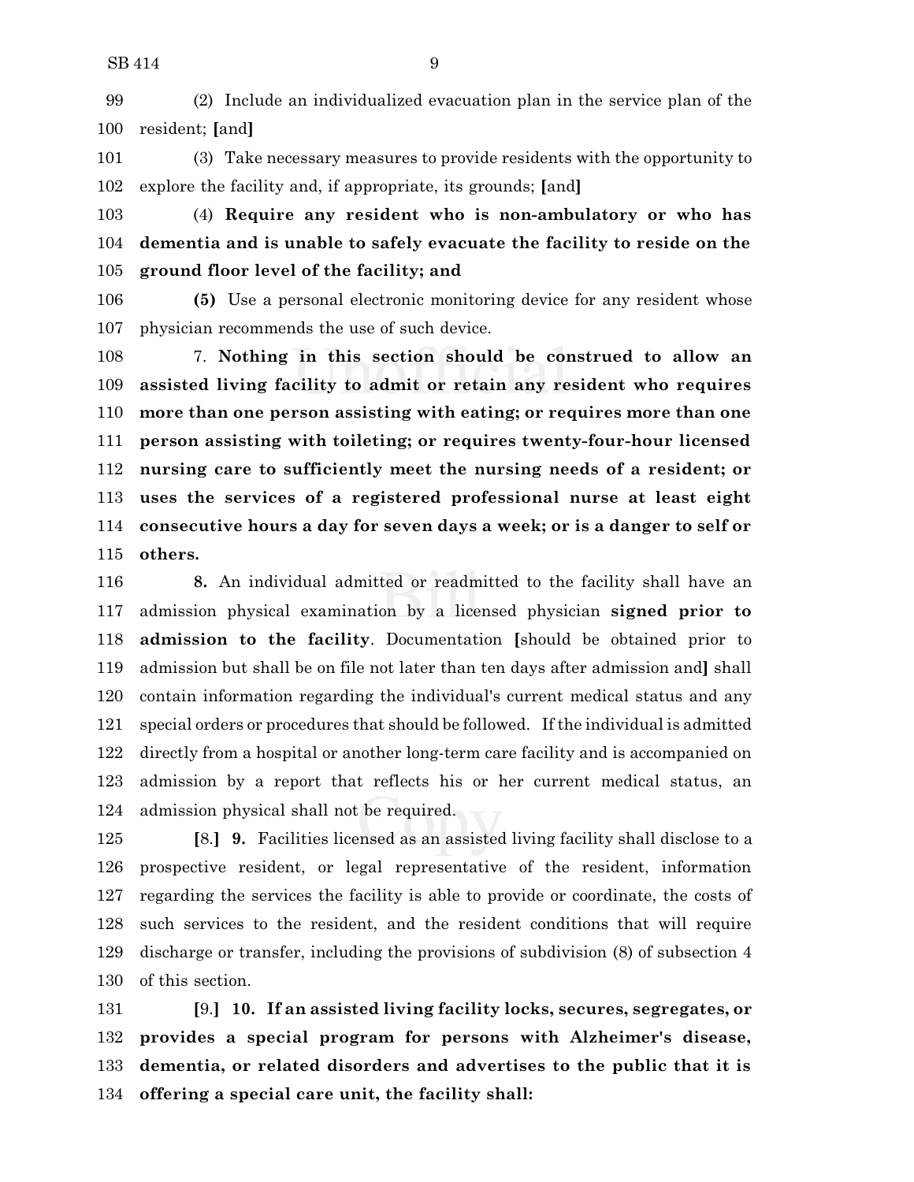(2) Include an individualized evacuation plan in the service plan of the resident; [and]

(3) Take necessary measures to provide residents with the opportunity to explore the facility and, if appropriate, its grounds; [and]

(4) **Require any resident who is non-ambulatory or who has dementia and is unable to safely evacuate the facility to reside on the ground floor level of the facility; and**

**(5)** Use a personal electronic monitoring device for any resident whose physician recommends the use of such device.

7. **Nothing in this section should be construed to allow an assisted living facility to admit or retain any resident who requires more than one person assisting with eating; or requires more than one person assisting with toileting; or requires twenty-four-hour licensed nursing care to sufficiently meet the nursing needs of a resident; or uses the services of a registered professional nurse at least eight consecutive hours a day for seven days a week; or is a danger to self or others.**

**8.** An individual admitted or readmitted to the facility shall have an admission physical examination by a licensed physician **signed prior to admission to the facility**. Documentation [should be obtained prior to admission but shall be on file not later than ten days after admission and] shall contain information regarding the individual's current medical status and any special orders or procedures that should be followed. If the individual is admitted directly from a hospital or another long-term care facility and is accompanied on admission by a report that reflects his or her current medical status, an admission physical shall not be required.

[8.] **9.** Facilities licensed as an assisted living facility shall disclose to a prospective resident, or legal representative of the resident, information regarding the services the facility is able to provide or coordinate, the costs of such services to the resident, and the resident conditions that will require discharge or transfer, including the provisions of subdivision (8) of subsection 4 of this section.

[9.] **10. If an assisted living facility locks, secures, segregates, or provides a special program for persons with Alzheimer's disease, dementia, or related disorders and advertises to the public that it is offering a special care unit, the facility shall:**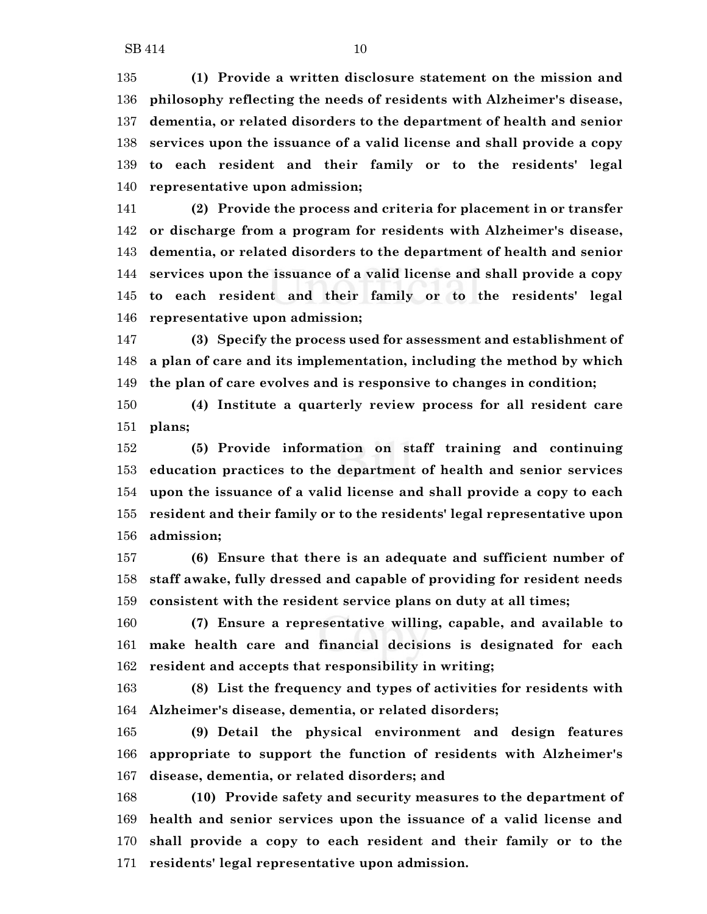**(1) Provide a written disclosure statement on the mission and philosophy reflecting the needs of residents with Alzheimer's disease, dementia, or related disorders to the department of health and senior services upon the issuance of a valid license and shall provide a copy to each resident and their family or to the residents' legal representative upon admission;**

**(2) Provide the process and criteria for placement in or transfer or discharge from a program for residents with Alzheimer's disease, dementia, or related disorders to the department of health and senior services upon the issuance of a valid license and shall provide a copy to each resident and their family or to the residents' legal representative upon admission;**

**(3) Specify the process used for assessment and establishment of a plan of care and its implementation, including the method by which the plan of care evolves and is responsive to changes in condition;**

**(4) Institute a quarterly review process for all resident care plans;**

**(5) Provide information on staff training and continuing education practices to the department of health and senior services upon the issuance of a valid license and shall provide a copy to each resident and their family or to the residents' legal representative upon admission;**

**(6) Ensure that there is an adequate and sufficient number of staff awake, fully dressed and capable of providing for resident needs consistent with the resident service plans on duty at all times;**

**(7) Ensure a representative willing, capable, and available to make health care and financial decisions is designated for each resident and accepts that responsibility in writing;**

**(8) List the frequency and types of activities for residents with Alzheimer's disease, dementia, or related disorders;**

**(9) Detail the physical environment and design features appropriate to support the function of residents with Alzheimer's disease, dementia, or related disorders; and**

**(10) Provide safety and security measures to the department of health and senior services upon the issuance of a valid license and shall provide a copy to each resident and their family or to the residents' legal representative upon admission.**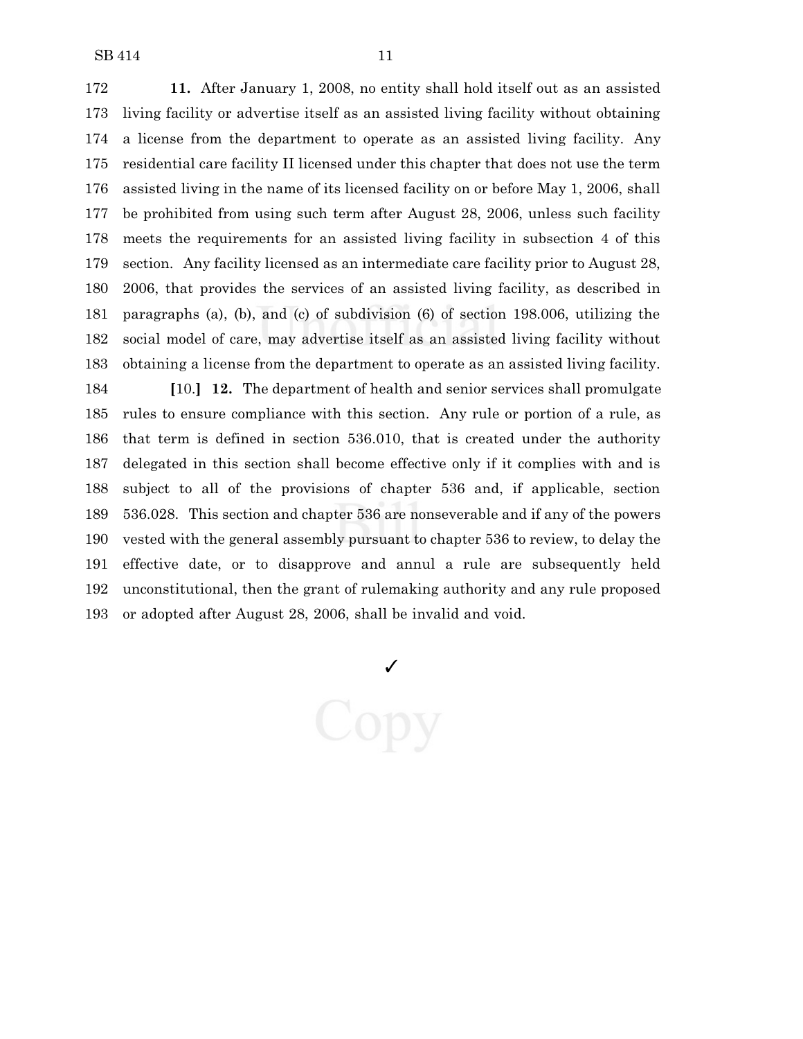**11.** After January 1, 2008, no entity shall hold itself out as an assisted living facility or advertise itself as an assisted living facility without obtaining a license from the department to operate as an assisted living facility. Any residential care facility II licensed under this chapter that does not use the term assisted living in the name of its licensed facility on or before May 1, 2006, shall be prohibited from using such term after August 28, 2006, unless such facility meets the requirements for an assisted living facility in subsection 4 of this section. Any facility licensed as an intermediate care facility prior to August 28, 2006, that provides the services of an assisted living facility, as described in paragraphs (a), (b), and (c) of subdivision (6) of section 198.006, utilizing the social model of care, may advertise itself as an assisted living facility without obtaining a license from the department to operate as an assisted living facility.

**[**10.**]** **12.** The department of health and senior services shall promulgate rules to ensure compliance with this section. Any rule or portion of a rule, as that term is defined in section 536.010, that is created under the authority delegated in this section shall become effective only if it complies with and is subject to all of the provisions of chapter 536 and, if applicable, section 536.028. This section and chapter 536 are nonseverable and if any of the powers vested with the general assembly pursuant to chapter 536 to review, to delay the effective date, or to disapprove and annul a rule are subsequently held unconstitutional, then the grant of rulemaking authority and any rule proposed or adopted after August 28, 2006, shall be invalid and void.

✓